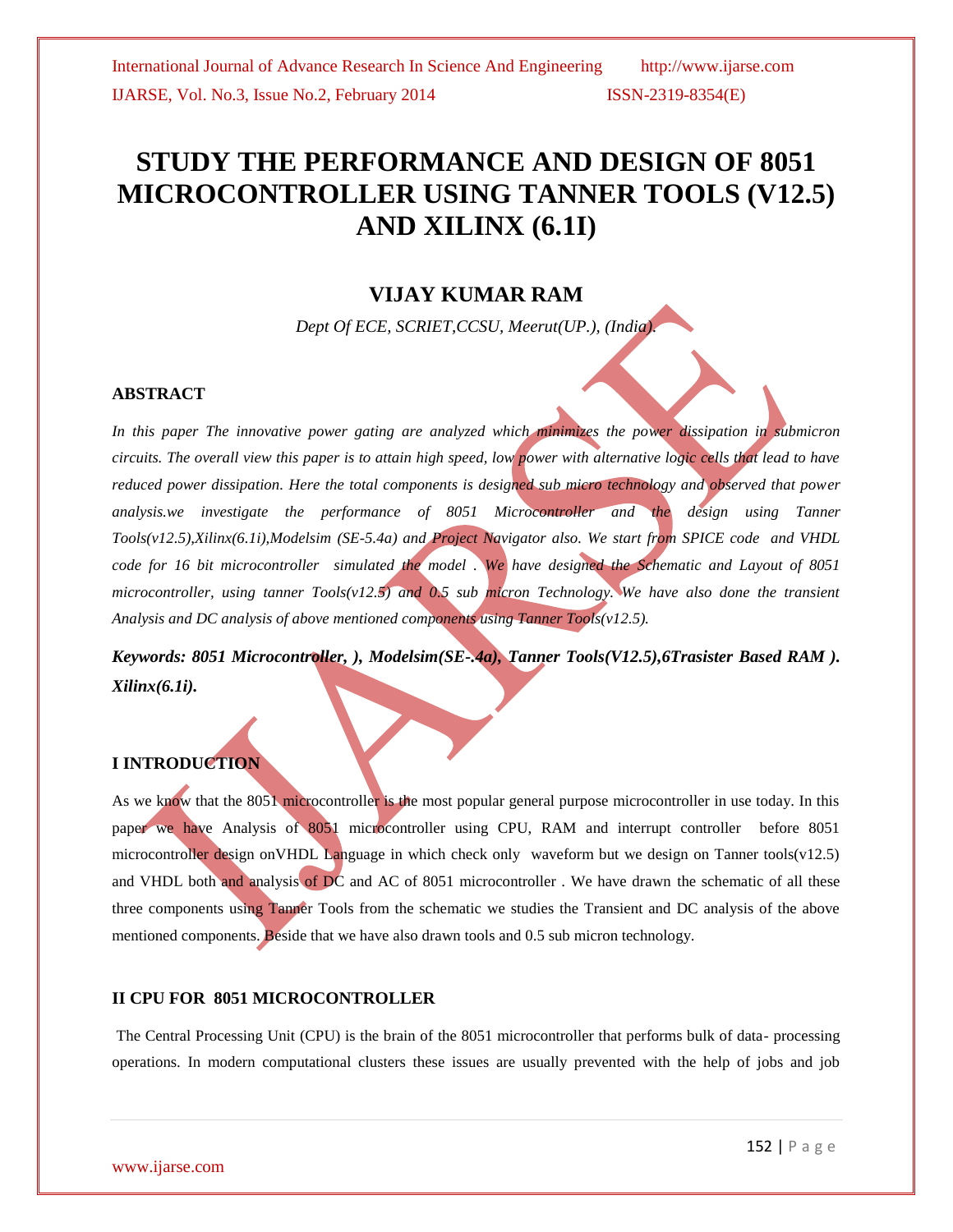# STUDY THE PERFORMANCE AND DESIGN OF 8051 MICROCONTROLLER USING TANNER TOOLS (V12.5) AND XILINX (6.1I)

## VIJAY KUMAR RAM

*Dept Of ECE, SCRIET,CCSU, Meerut(UP.), (India).*

### ABSTRACT

*In this paper The innovative power gating are analyzed which minimizes the power dissipation in submicron circuits. The overall view this paper is to attain high speed, low power with alternative logic cells that lead to have reduced power dissipation. Here the total components is designed sub micro technology and observed that power analysis.we investigate the performance of 8051 Microcontroller and the design using Tanner Tools(v12.5),Xilinx(6.1i),Modelsim (SE-5.4a) and Project Navigator also. We start from SPICE code and VHDL code for 16 bit microcontroller simulated the model . We have designed the Schematic and Layout of 8051 microcontroller, using tanner Tools(v12.5) and 0.5 sub micron Technology. We have also done the transient Analysis and DC analysis of above mentioned components using Tanner Tools(v12.5).*

***Keywords: 8051 Microcontroller, ), Modelsim(SE-.4a), Tanner Tools(V12.5),6Trasister Based RAM ). Xilinx(6.1i).***

### I INTRODUCTION

As we know that the 8051 microcontroller is the most popular general purpose microcontroller in use today. In this paper we have Analysis of 8051 microcontroller using CPU, RAM and interrupt controller before 8051 microcontroller design onVHDL Language in which check only waveform but we design on Tanner tools(v12.5) and VHDL both and analysis of DC and AC of 8051 microcontroller . We have drawn the schematic of all these three components using Tanner Tools from the schematic we studies the Transient and DC analysis of the above mentioned components. Beside that we have also drawn tools and 0.5 sub micron technology.

### II CPU FOR 8051 MICROCONTROLLER

The Central Processing Unit (CPU) is the brain of the 8051 microcontroller that performs bulk of data- processing operations. In modern computational clusters these issues are usually prevented with the help of jobs and job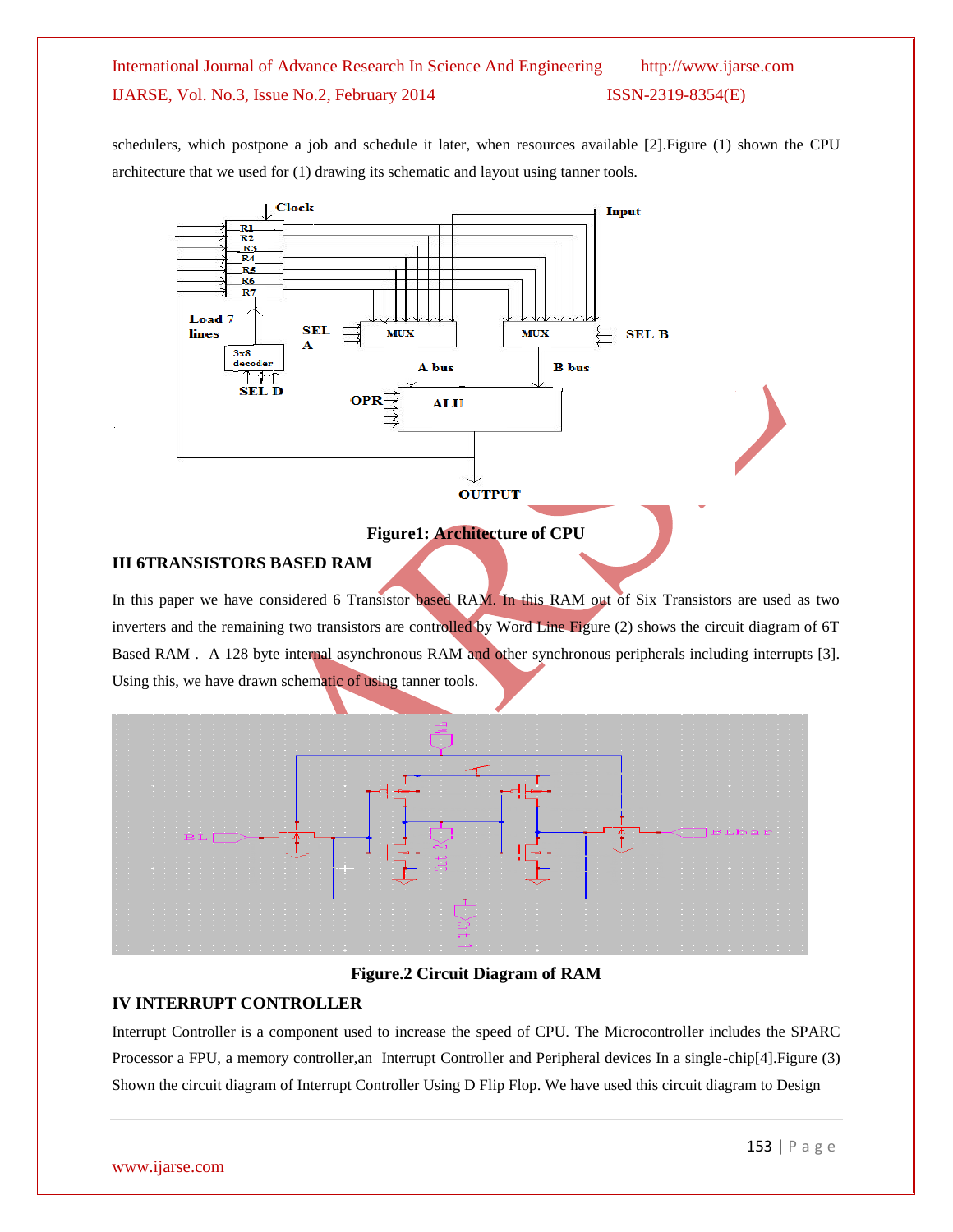schedulers, which postpone a job and schedule it later, when resources available [2].Figure (1) shown the CPU architecture that we used for (1) drawing its schematic and layout using tanner tools.

Figure1: Architecture of CPU

## III 6TRANSISTORS BASED RAM

In this paper we have considered 6 Transistor based RAM. In this RAM out of Six Transistors are used as two inverters and the remaining two transistors are controlled by Word Line Figure (2) shows the circuit diagram of 6T Based RAM . A 128 byte internal asynchronous RAM and other synchronous peripherals including interrupts [3]. Using this, we have drawn schematic of using tanner tools.

Figure.2 Circuit Diagram of RAM

## IV INTERRUPT CONTROLLER

Interrupt Controller is a component used to increase the speed of CPU. The Microcontroller includes the SPARC Processor a FPU, a memory controller,an Interrupt Controller and Peripheral devices In a single-chip[4].Figure (3) Shown the circuit diagram of Interrupt Controller Using D Flip Flop. We have used this circuit diagram to Design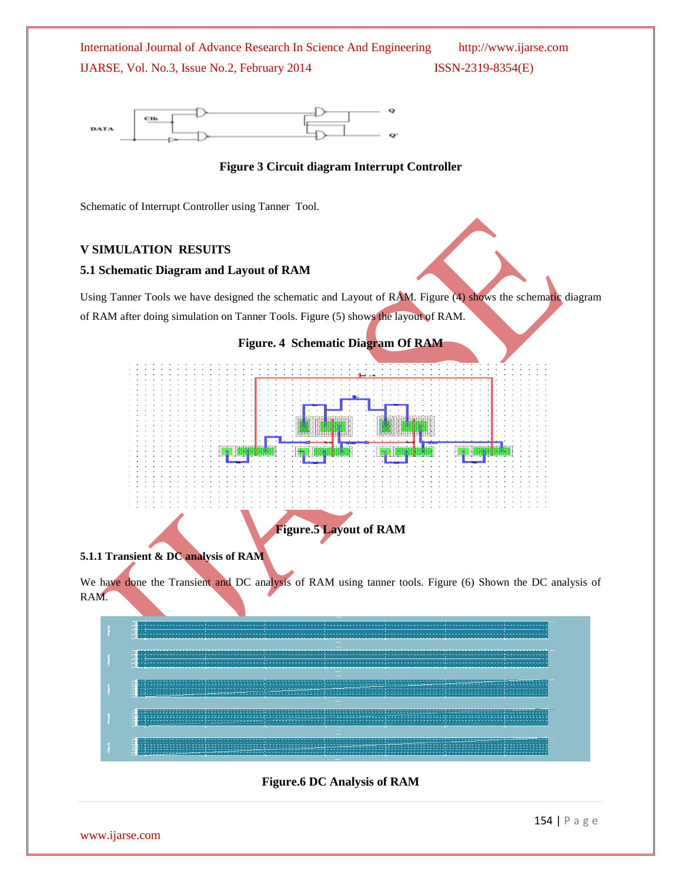**Figure 3 Circuit diagram Interrupt Controller**

Schematic of Interrupt Controller using Tanner Tool.

## V SIMULATION RESUITS

### 5.1 Schematic Diagram and Layout of RAM

Using Tanner Tools we have designed the schematic and Layout of RAM. Figure (4) shows the schematic diagram of RAM after doing simulation on Tanner Tools. Figure (5) shows the layout of RAM.

**Figure. 4 Schematic Diagram Of RAM**

**Figure.5 Layout of RAM**

#### 5.1.1 Transient & DC analysis of RAM

We have done the Transient and DC analysis of RAM using tanner tools. Figure (6) Shown the DC analysis of RAM.

**Figure.6 DC Analysis of RAM**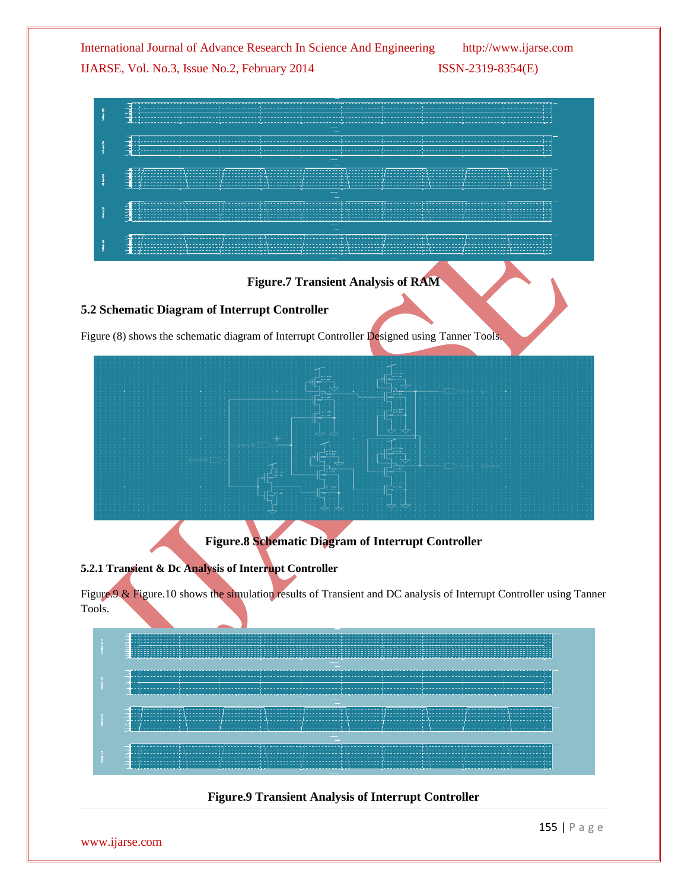Figure.7 Transient Analysis of RAM

### 5.2 Schematic Diagram of Interrupt Controller

Figure (8) shows the schematic diagram of Interrupt Controller Designed using Tanner Tools.

Figure.8 Schematic Diagram of Interrupt Controller

#### 5.2.1 Transient & Dc Analysis of Interrupt Controller

Figure.9 & Figure.10 shows the simulation results of Transient and DC analysis of Interrupt Controller using Tanner Tools.

Figure.9 Transient Analysis of Interrupt Controller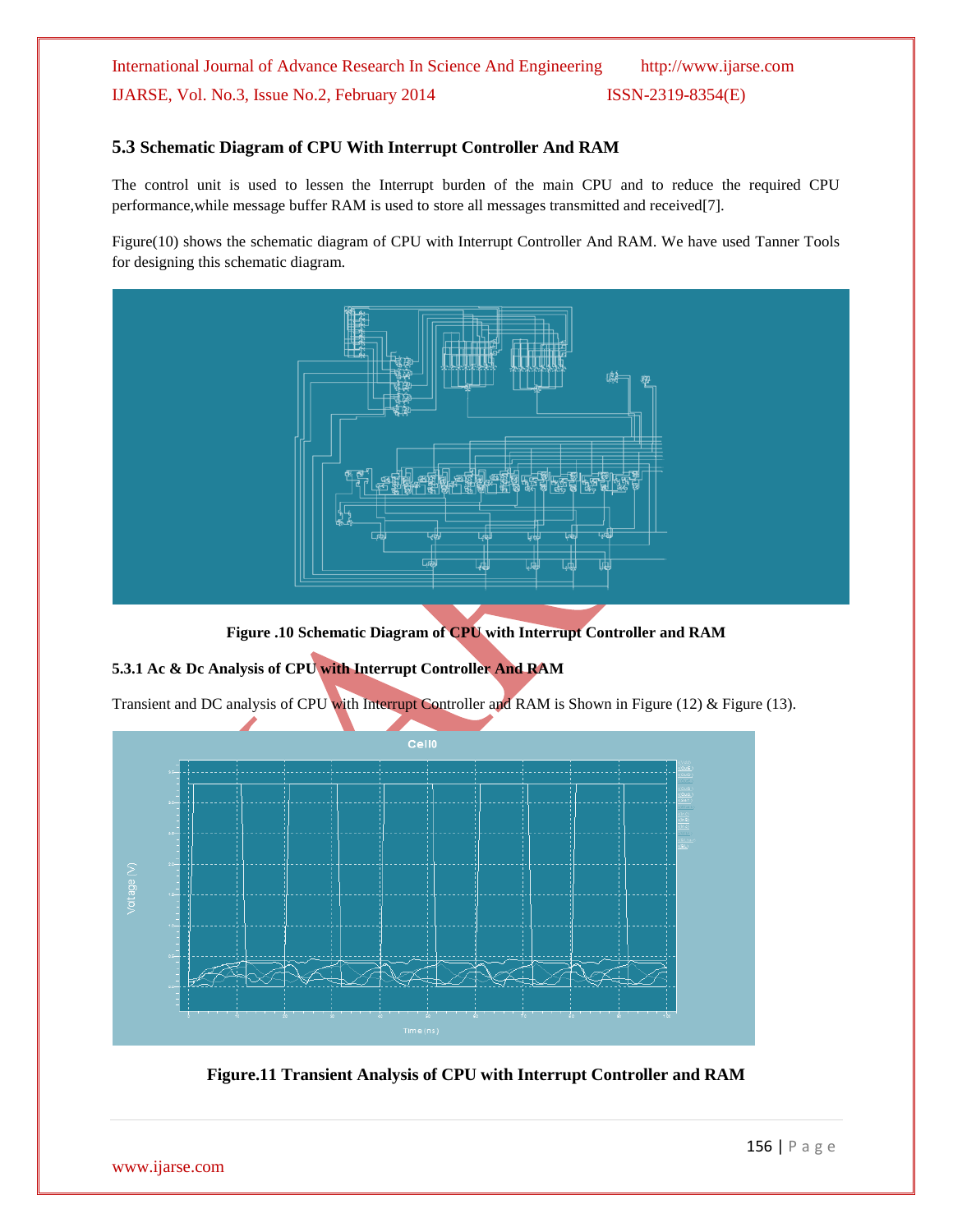### 5.3 Schematic Diagram of CPU With Interrupt Controller And RAM

The control unit is used to lessen the Interrupt burden of the main CPU and to reduce the required CPU performance,while message buffer RAM is used to store all messages transmitted and received[7].

Figure(10) shows the schematic diagram of CPU with Interrupt Controller And RAM. We have used Tanner Tools for designing this schematic diagram.

**Figure .10 Schematic Diagram of CPU with Interrupt Controller and RAM**

#### 5.3.1 Ac & Dc Analysis of CPU with Interrupt Controller And RAM

Transient and DC analysis of CPU with Interrupt Controller and RAM is Shown in Figure (12) & Figure (13).

**Figure.11 Transient Analysis of CPU with Interrupt Controller and RAM**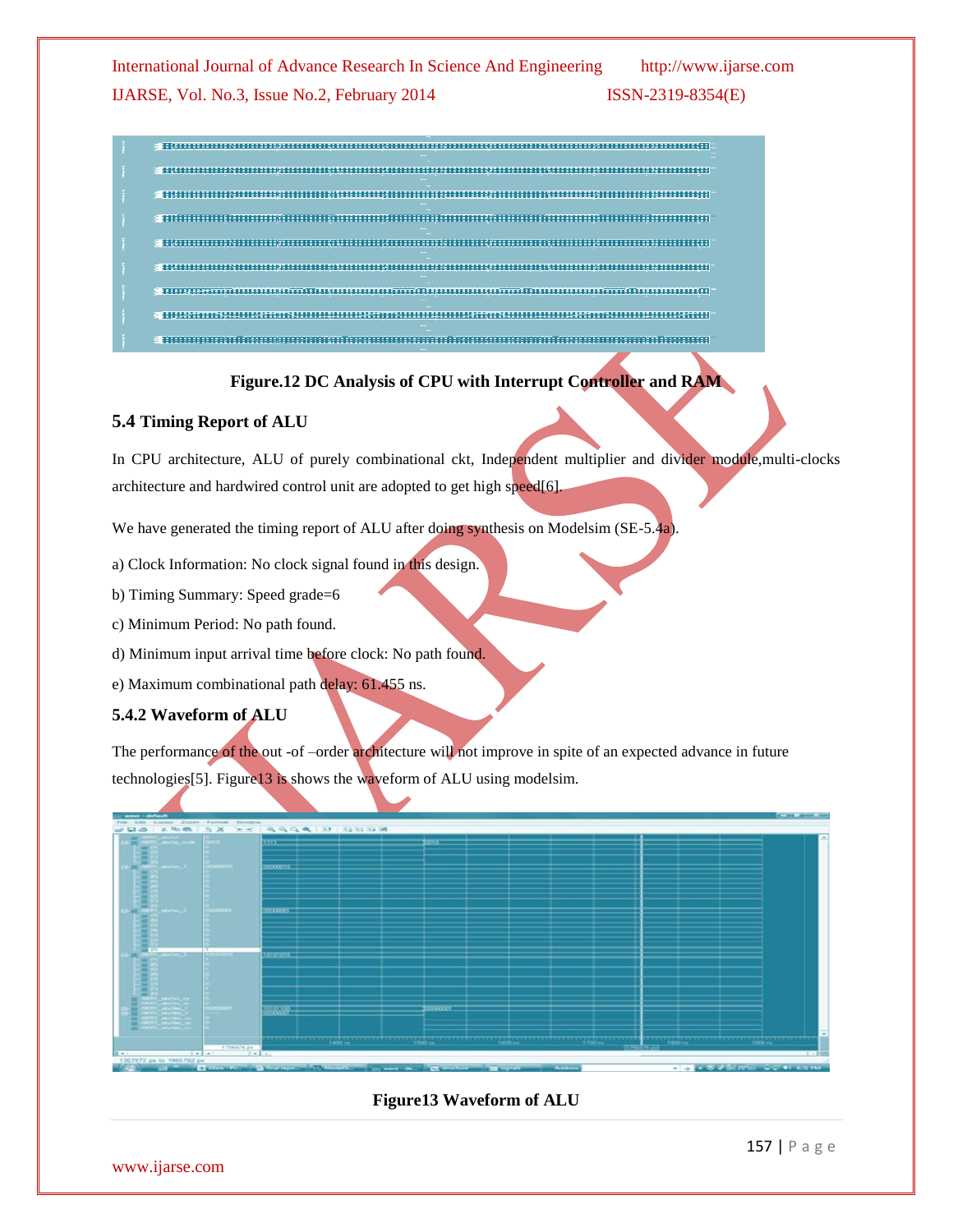Figure.12 DC Analysis of CPU with Interrupt Controller and RAM

### 5.4 Timing Report of ALU

In CPU architecture, ALU of purely combinational ckt, Independent multiplier and divider module,multi-clocks architecture and hardwired control unit are adopted to get high speed[6].

We have generated the timing report of ALU after doing synthesis on Modelsim (SE-5.4a).

a) Clock Information: No clock signal found in this design.

b) Timing Summary: Speed grade=6

c) Minimum Period: No path found.

d) Minimum input arrival time before clock: No path found.

e) Maximum combinational path delay: 61.455 ns.

### 5.4.2 Waveform of ALU

The performance of the out -of –order architecture will not improve in spite of an expected advance in future technologies[5]. Figure13 is shows the waveform of ALU using modelsim.

Figure13 Waveform of ALU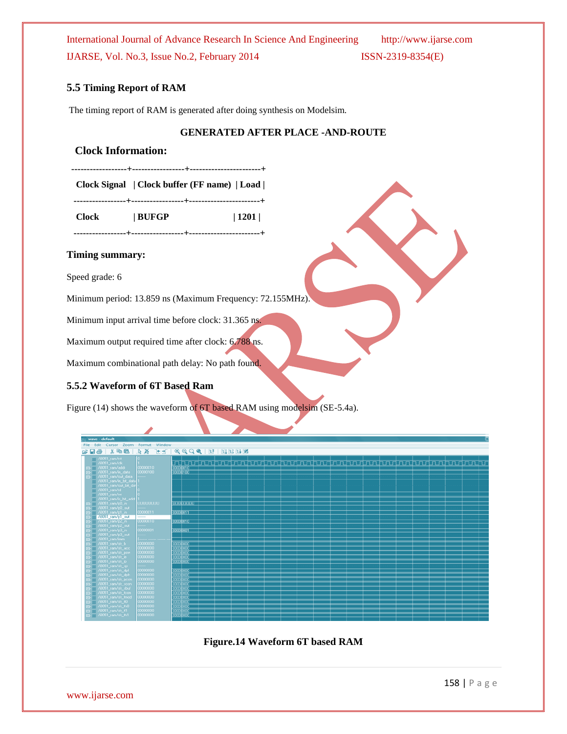### 5.5 Timing Report of RAM

The timing report of RAM is generated after doing synthesis on Modelsim.

**GENERATED AFTER PLACE -AND-ROUTE**

#### Clock Information:

| Clock Signal | Clock buffer (FF name) | Load |
|---|---|---|
| Clock | BUFGP | 1201 |

**Timing summary:**

Speed grade: 6

Minimum period: 13.859 ns (Maximum Frequency: 72.155MHz).

Minimum input arrival time before clock: 31.365 ns.

Maximum output required time after clock: 6.788 ns.

Maximum combinational path delay: No path found.

### 5.5.2 Waveform of 6T Based Ram

Figure (14) shows the waveform of 6T based RAM using modelsim (SE-5.4a).

**Figure.14 Waveform 6T based RAM**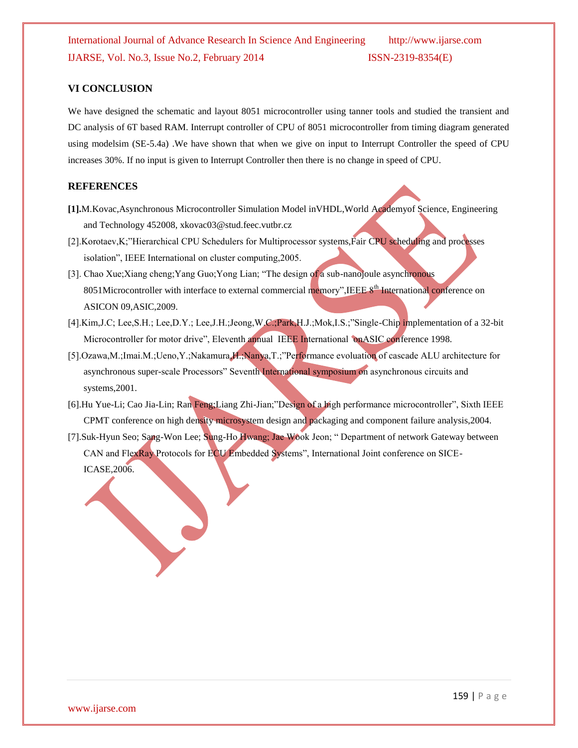## VI CONCLUSION

We have designed the schematic and layout 8051 microcontroller using tanner tools and studied the transient and DC analysis of 6T based RAM. Interrupt controller of CPU of 8051 microcontroller from timing diagram generated using modelsim (SE-5.4a) .We have shown that when we give on input to Interrupt Controller the speed of CPU increases 30%. If no input is given to Interrupt Controller then there is no change in speed of CPU.

## REFERENCES

**[1].**M.Kovac,Asynchronous Microcontroller Simulation Model inVHDL,World Academyof Science, Engineering and Technology 452008, xkovac03@stud.feec.vutbr.cz

[2].Korotaev,K;"Hierarchical CPU Schedulers for Multiprocessor systems,Fair CPU scheduling and processes isolation", IEEE International on cluster computing,2005.

[3]. Chao Xue;Xiang cheng;Yang Guo;Yong Lian; "The design of a sub-nanojoule asynchronous 8051Microcontroller with interface to external commercial memory",IEEE 8th International conference on ASICON 09,ASIC,2009.

[4].Kim,J.C; Lee,S.H.; Lee,D.Y.; Lee,J.H.;Jeong,W.C.;Park,H.J.;Mok,I.S.;"Single-Chip implementation of a 32-bit Microcontroller for motor drive", Eleventh annual IEEE International onASIC conference 1998.

[5].Ozawa,M.;Imai.M.;Ueno,Y.;Nakamura,H.;Nanya,T.;"Performance evoluation of cascade ALU architecture for asynchronous super-scale Processors" Seventh International symposium on asynchronous circuits and systems,2001.

[6].Hu Yue-Li; Cao Jia-Lin; Ran Feng;Liang Zhi-Jian;"Design of a high performance microcontroller", Sixth IEEE CPMT conference on high density microsystem design and packaging and component failure analysis,2004.

[7].Suk-Hyun Seo; Sang-Won Lee; Sung-Ho Hwang; Jae Wook Jeon; " Department of network Gateway between CAN and FlexRay Protocols for ECU Embedded Systems", International Joint conference on SICE-ICASE,2006.